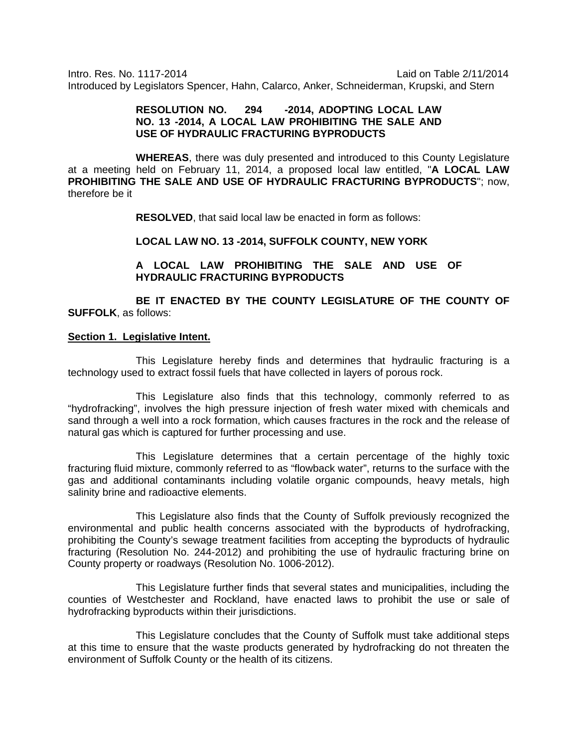Intro. Res. No. 1117-2014 Laid on Table 2/11/2014
Introduced by Legislators Spencer, Hahn, Calarco, Anker, Schneiderman, Krupski, and Stern

**RESOLUTION NO. 294 -2014, ADOPTING LOCAL LAW NO. 13 -2014, A LOCAL LAW PROHIBITING THE SALE AND USE OF HYDRAULIC FRACTURING BYPRODUCTS**

**WHEREAS**, there was duly presented and introduced to this County Legislature at a meeting held on February 11, 2014, a proposed local law entitled, "**A LOCAL LAW PROHIBITING THE SALE AND USE OF HYDRAULIC FRACTURING BYPRODUCTS**"; now, therefore be it

**RESOLVED**, that said local law be enacted in form as follows:

**LOCAL LAW NO. 13 -2014, SUFFOLK COUNTY, NEW YORK**

**A LOCAL LAW PROHIBITING THE SALE AND USE OF HYDRAULIC FRACTURING BYPRODUCTS**

**BE IT ENACTED BY THE COUNTY LEGISLATURE OF THE COUNTY OF SUFFOLK**, as follows:

**Section 1. Legislative Intent.**

This Legislature hereby finds and determines that hydraulic fracturing is a technology used to extract fossil fuels that have collected in layers of porous rock.

This Legislature also finds that this technology, commonly referred to as "hydrofracking", involves the high pressure injection of fresh water mixed with chemicals and sand through a well into a rock formation, which causes fractures in the rock and the release of natural gas which is captured for further processing and use.

This Legislature determines that a certain percentage of the highly toxic fracturing fluid mixture, commonly referred to as "flowback water", returns to the surface with the gas and additional contaminants including volatile organic compounds, heavy metals, high salinity brine and radioactive elements.

This Legislature also finds that the County of Suffolk previously recognized the environmental and public health concerns associated with the byproducts of hydrofracking, prohibiting the County's sewage treatment facilities from accepting the byproducts of hydraulic fracturing (Resolution No. 244-2012) and prohibiting the use of hydraulic fracturing brine on County property or roadways (Resolution No. 1006-2012).

This Legislature further finds that several states and municipalities, including the counties of Westchester and Rockland, have enacted laws to prohibit the use or sale of hydrofracking byproducts within their jurisdictions.

This Legislature concludes that the County of Suffolk must take additional steps at this time to ensure that the waste products generated by hydrofracking do not threaten the environment of Suffolk County or the health of its citizens.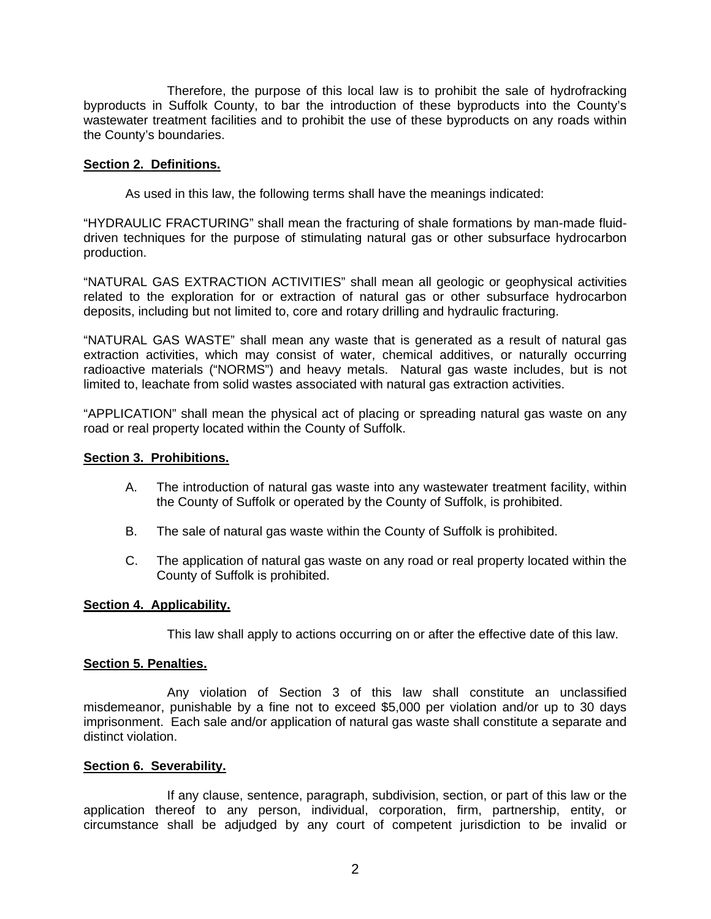Therefore, the purpose of this local law is to prohibit the sale of hydrofracking byproducts in Suffolk County, to bar the introduction of these byproducts into the County's wastewater treatment facilities and to prohibit the use of these byproducts on any roads within the County's boundaries.

**Section 2. Definitions.**

As used in this law, the following terms shall have the meanings indicated:

"HYDRAULIC FRACTURING" shall mean the fracturing of shale formations by man-made fluid-driven techniques for the purpose of stimulating natural gas or other subsurface hydrocarbon production.

"NATURAL GAS EXTRACTION ACTIVITIES" shall mean all geologic or geophysical activities related to the exploration for or extraction of natural gas or other subsurface hydrocarbon deposits, including but not limited to, core and rotary drilling and hydraulic fracturing.

"NATURAL GAS WASTE" shall mean any waste that is generated as a result of natural gas extraction activities, which may consist of water, chemical additives, or naturally occurring radioactive materials ("NORMS") and heavy metals. Natural gas waste includes, but is not limited to, leachate from solid wastes associated with natural gas extraction activities.

"APPLICATION" shall mean the physical act of placing or spreading natural gas waste on any road or real property located within the County of Suffolk.

**Section 3. Prohibitions.**

A. The introduction of natural gas waste into any wastewater treatment facility, within the County of Suffolk or operated by the County of Suffolk, is prohibited.

B. The sale of natural gas waste within the County of Suffolk is prohibited.

C. The application of natural gas waste on any road or real property located within the County of Suffolk is prohibited.

**Section 4. Applicability.**

This law shall apply to actions occurring on or after the effective date of this law.

**Section 5. Penalties.**

Any violation of Section 3 of this law shall constitute an unclassified misdemeanor, punishable by a fine not to exceed $5,000 per violation and/or up to 30 days imprisonment. Each sale and/or application of natural gas waste shall constitute a separate and distinct violation.

**Section 6. Severability.**

If any clause, sentence, paragraph, subdivision, section, or part of this law or the application thereof to any person, individual, corporation, firm, partnership, entity, or circumstance shall be adjudged by any court of competent jurisdiction to be invalid or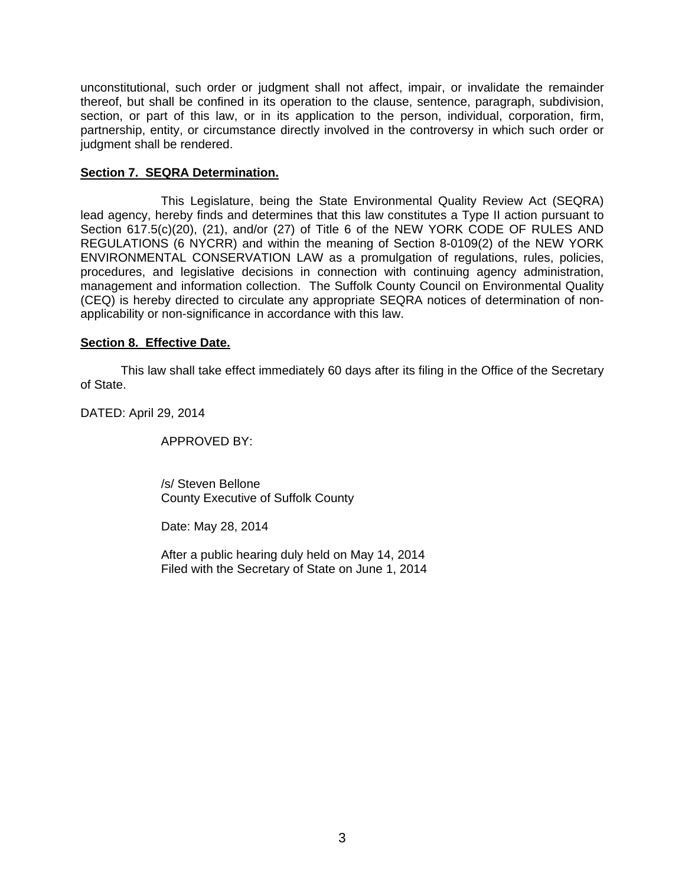unconstitutional, such order or judgment shall not affect, impair, or invalidate the remainder thereof, but shall be confined in its operation to the clause, sentence, paragraph, subdivision, section, or part of this law, or in its application to the person, individual, corporation, firm, partnership, entity, or circumstance directly involved in the controversy in which such order or judgment shall be rendered.

**Section 7. SEQRA Determination.**

This Legislature, being the State Environmental Quality Review Act (SEQRA) lead agency, hereby finds and determines that this law constitutes a Type II action pursuant to Section 617.5(c)(20), (21), and/or (27) of Title 6 of the NEW YORK CODE OF RULES AND REGULATIONS (6 NYCRR) and within the meaning of Section 8-0109(2) of the NEW YORK ENVIRONMENTAL CONSERVATION LAW as a promulgation of regulations, rules, policies, procedures, and legislative decisions in connection with continuing agency administration, management and information collection. The Suffolk County Council on Environmental Quality (CEQ) is hereby directed to circulate any appropriate SEQRA notices of determination of non-applicability or non-significance in accordance with this law.

**Section 8. Effective Date.**

This law shall take effect immediately 60 days after its filing in the Office of the Secretary of State.

DATED: April 29, 2014

APPROVED BY:

/s/ Steven Bellone
County Executive of Suffolk County

Date: May 28, 2014

After a public hearing duly held on May 14, 2014
Filed with the Secretary of State on June 1, 2014